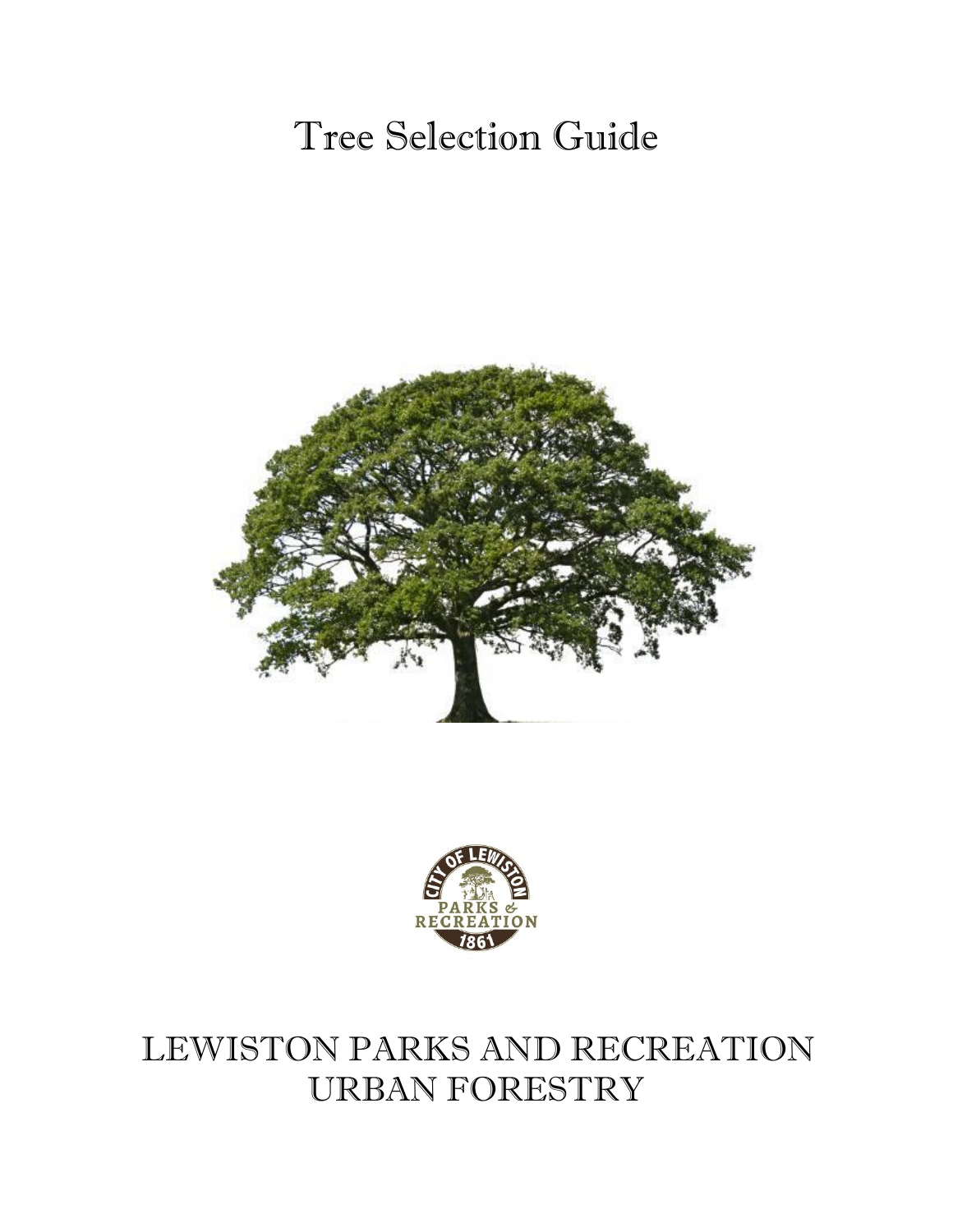# Tree Selection Guide

LEWISTON PARKS AND RECREATION
URBAN FORESTRY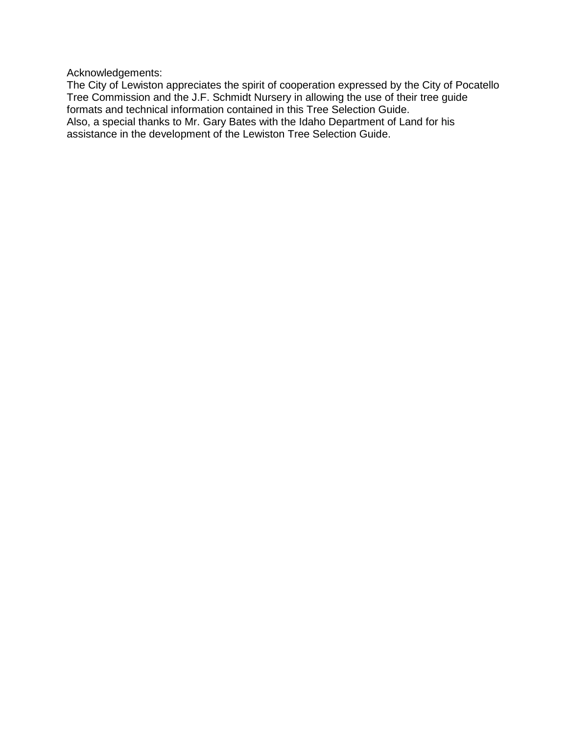Acknowledgements:

The City of Lewiston appreciates the spirit of cooperation expressed by the City of Pocatello Tree Commission and the J.F. Schmidt Nursery in allowing the use of their tree guide formats and technical information contained in this Tree Selection Guide.

Also, a special thanks to Mr. Gary Bates with the Idaho Department of Land for his assistance in the development of the Lewiston Tree Selection Guide.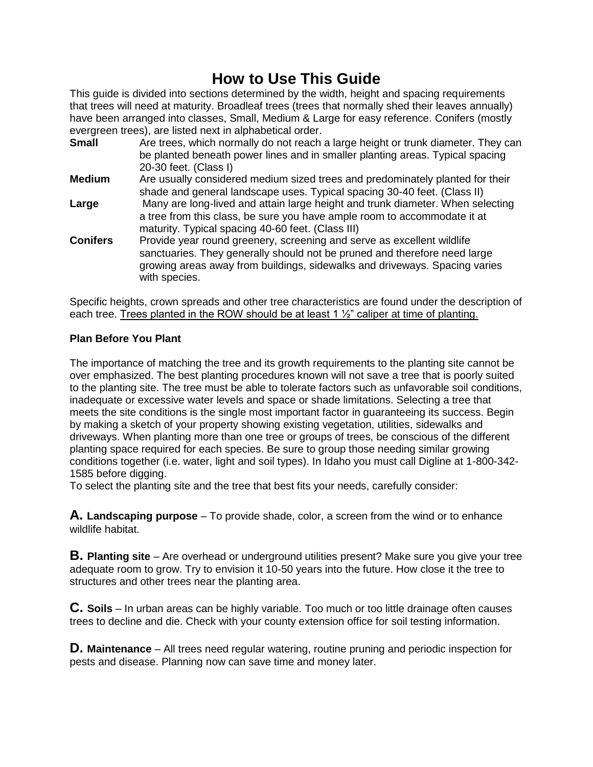# How to Use This Guide

This guide is divided into sections determined by the width, height and spacing requirements that trees will need at maturity. Broadleaf trees (trees that normally shed their leaves annually) have been arranged into classes, Small, Medium & Large for easy reference. Conifers (mostly evergreen trees), are listed next in alphabetical order.

**Small** Are trees, which normally do not reach a large height or trunk diameter. They can be planted beneath power lines and in smaller planting areas. Typical spacing 20-30 feet. (Class I)

**Medium** Are usually considered medium sized trees and predominately planted for their shade and general landscape uses. Typical spacing 30-40 feet. (Class II)

**Large** Many are long-lived and attain large height and trunk diameter. When selecting a tree from this class, be sure you have ample room to accommodate it at maturity. Typical spacing 40-60 feet. (Class III)

**Conifers** Provide year round greenery, screening and serve as excellent wildlife sanctuaries. They generally should not be pruned and therefore need large growing areas away from buildings, sidewalks and driveways. Spacing varies with species.

Specific heights, crown spreads and other tree characteristics are found under the description of each tree. <u>Trees planted in the ROW should be at least 1 ½" caliper at time of planting.</u>

**Plan Before You Plant**

The importance of matching the tree and its growth requirements to the planting site cannot be over emphasized. The best planting procedures known will not save a tree that is poorly suited to the planting site. The tree must be able to tolerate factors such as unfavorable soil conditions, inadequate or excessive water levels and space or shade limitations. Selecting a tree that meets the site conditions is the single most important factor in guaranteeing its success. Begin by making a sketch of your property showing existing vegetation, utilities, sidewalks and driveways. When planting more than one tree or groups of trees, be conscious of the different planting space required for each species. Be sure to group those needing similar growing conditions together (i.e. water, light and soil types). In Idaho you must call Digline at 1-800-342-1585 before digging.

To select the planting site and the tree that best fits your needs, carefully consider:

**A. Landscaping purpose** – To provide shade, color, a screen from the wind or to enhance wildlife habitat.

**B. Planting site** – Are overhead or underground utilities present? Make sure you give your tree adequate room to grow. Try to envision it 10-50 years into the future. How close it the tree to structures and other trees near the planting area.

**C. Soils** – In urban areas can be highly variable. Too much or too little drainage often causes trees to decline and die. Check with your county extension office for soil testing information.

**D. Maintenance** – All trees need regular watering, routine pruning and periodic inspection for pests and disease. Planning now can save time and money later.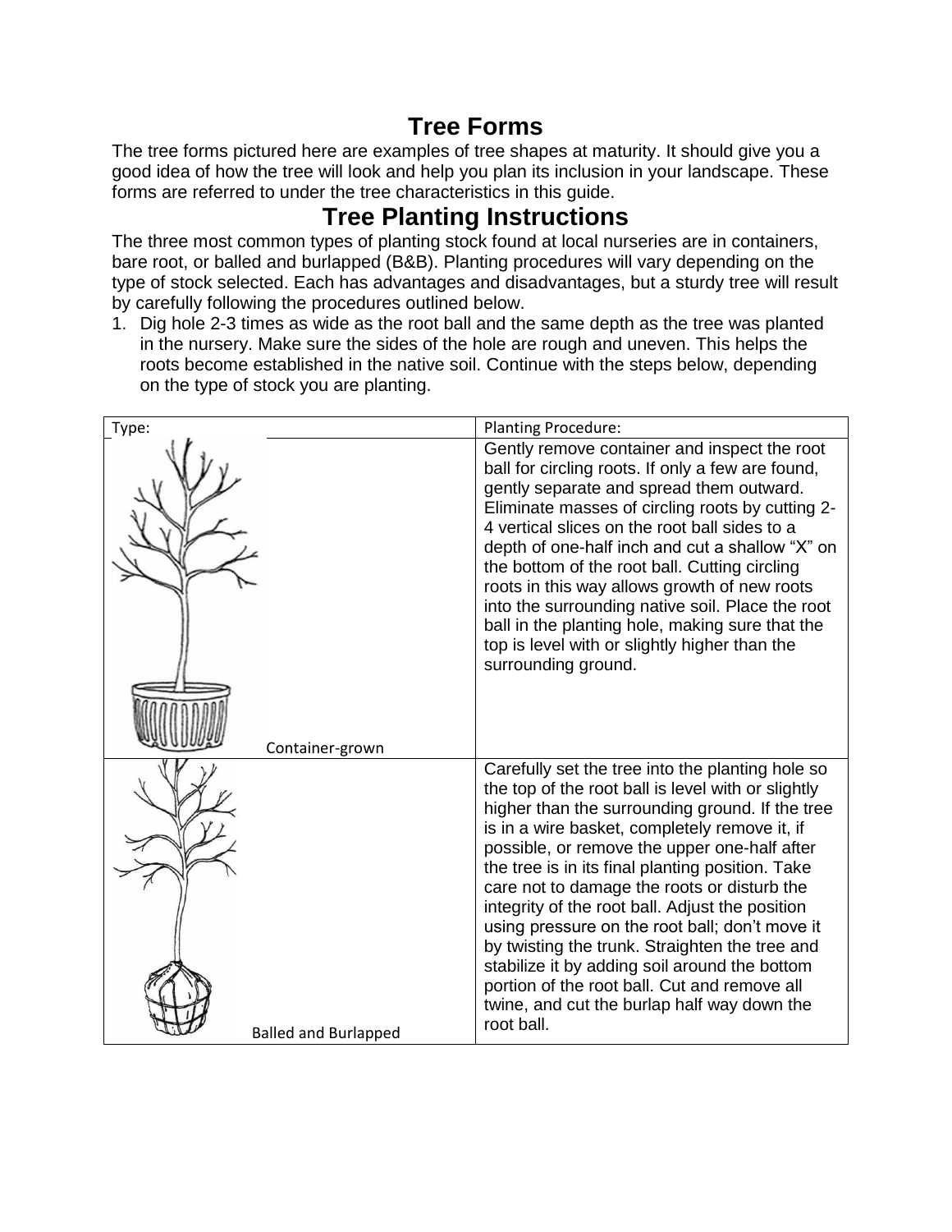## Tree Forms

The tree forms pictured here are examples of tree shapes at maturity. It should give you a good idea of how the tree will look and help you plan its inclusion in your landscape. These forms are referred to under the tree characteristics in this guide.

## Tree Planting Instructions

The three most common types of planting stock found at local nurseries are in containers, bare root, or balled and burlapped (B&B). Planting procedures will vary depending on the type of stock selected. Each has advantages and disadvantages, but a sturdy tree will result by carefully following the procedures outlined below.

1. Dig hole 2-3 times as wide as the root ball and the same depth as the tree was planted in the nursery. Make sure the sides of the hole are rough and uneven. This helps the roots become established in the native soil. Continue with the steps below, depending on the type of stock you are planting.

| Type: | Planting Procedure: |
|---|---|
| Container-grown | Gently remove container and inspect the root ball for circling roots. If only a few are found, gently separate and spread them outward. Eliminate masses of circling roots by cutting 2-4 vertical slices on the root ball sides to a depth of one-half inch and cut a shallow "X" on the bottom of the root ball. Cutting circling roots in this way allows growth of new roots into the surrounding native soil. Place the root ball in the planting hole, making sure that the top is level with or slightly higher than the surrounding ground. |
| Balled and Burlapped | Carefully set the tree into the planting hole so the top of the root ball is level with or slightly higher than the surrounding ground. If the tree is in a wire basket, completely remove it, if possible, or remove the upper one-half after the tree is in its final planting position. Take care not to damage the roots or disturb the integrity of the root ball. Adjust the position using pressure on the root ball; don't move it by twisting the trunk. Straighten the tree and stabilize it by adding soil around the bottom portion of the root ball. Cut and remove all twine, and cut the burlap half way down the root ball. |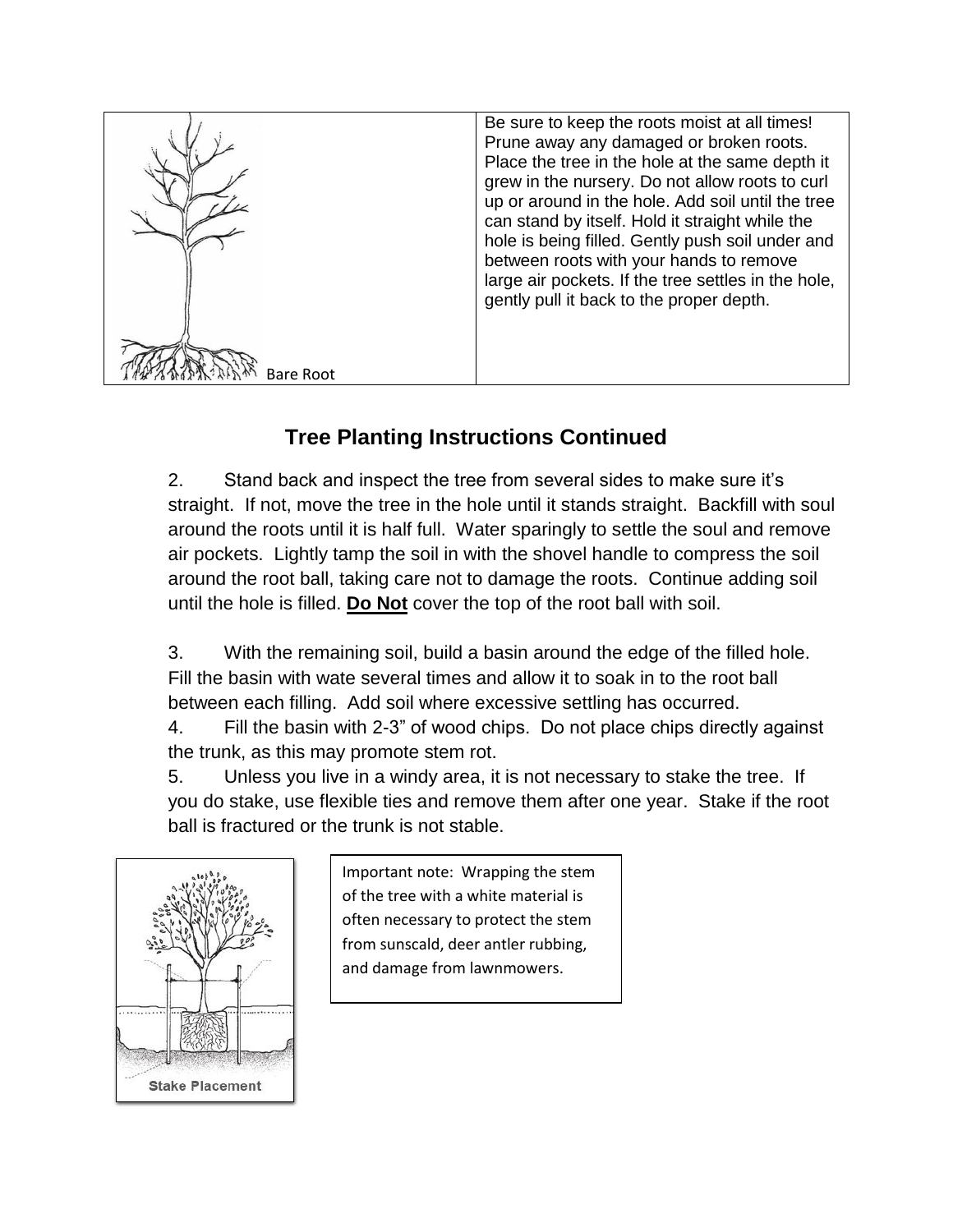|  | Be sure to keep the roots moist at all times! Prune away any damaged or broken roots. Place the tree in the hole at the same depth it grew in the nursery. Do not allow roots to curl up or around in the hole. Add soil until the tree can stand by itself. Hold it straight while the hole is being filled. Gently push soil under and between roots with your hands to remove large air pockets. If the tree settles in the hole, gently pull it back to the proper depth. |
|---|---|
| Bare Root | |

## Tree Planting Instructions Continued

2. Stand back and inspect the tree from several sides to make sure it's straight. If not, move the tree in the hole until it stands straight. Backfill with soul around the roots until it is half full. Water sparingly to settle the soul and remove air pockets. Lightly tamp the soil in with the shovel handle to compress the soil around the root ball, taking care not to damage the roots. Continue adding soil until the hole is filled. **Do Not** cover the top of the root ball with soil.

3. With the remaining soil, build a basin around the edge of the filled hole. Fill the basin with wate several times and allow it to soak in to the root ball between each filling. Add soil where excessive settling has occurred.

4. Fill the basin with 2-3" of wood chips. Do not place chips directly against the trunk, as this may promote stem rot.

5. Unless you live in a windy area, it is not necessary to stake the tree. If you do stake, use flexible ties and remove them after one year. Stake if the root ball is fractured or the trunk is not stable.

Stake Placement

Important note: Wrapping the stem of the tree with a white material is often necessary to protect the stem from sunscald, deer antler rubbing, and damage from lawnmowers.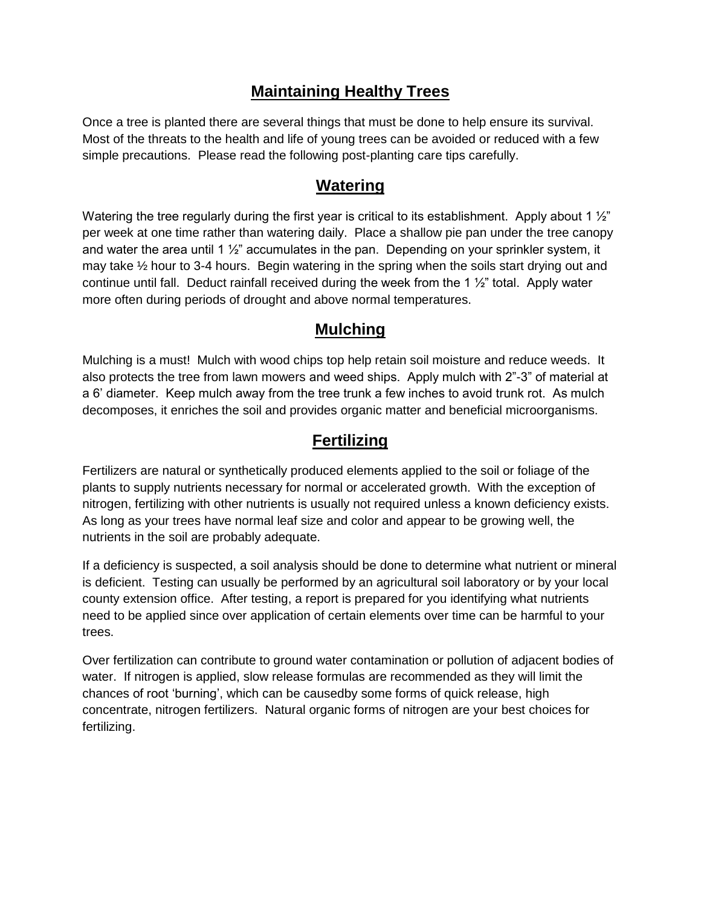## Maintaining Healthy Trees

Once a tree is planted there are several things that must be done to help ensure its survival. Most of the threats to the health and life of young trees can be avoided or reduced with a few simple precautions. Please read the following post-planting care tips carefully.

## Watering

Watering the tree regularly during the first year is critical to its establishment. Apply about 1 ½" per week at one time rather than watering daily. Place a shallow pie pan under the tree canopy and water the area until 1 ½" accumulates in the pan. Depending on your sprinkler system, it may take ½ hour to 3-4 hours. Begin watering in the spring when the soils start drying out and continue until fall. Deduct rainfall received during the week from the 1 ½" total. Apply water more often during periods of drought and above normal temperatures.

## Mulching

Mulching is a must! Mulch with wood chips top help retain soil moisture and reduce weeds. It also protects the tree from lawn mowers and weed ships. Apply mulch with 2"-3" of material at a 6' diameter. Keep mulch away from the tree trunk a few inches to avoid trunk rot. As mulch decomposes, it enriches the soil and provides organic matter and beneficial microorganisms.

## Fertilizing

Fertilizers are natural or synthetically produced elements applied to the soil or foliage of the plants to supply nutrients necessary for normal or accelerated growth. With the exception of nitrogen, fertilizing with other nutrients is usually not required unless a known deficiency exists. As long as your trees have normal leaf size and color and appear to be growing well, the nutrients in the soil are probably adequate.

If a deficiency is suspected, a soil analysis should be done to determine what nutrient or mineral is deficient. Testing can usually be performed by an agricultural soil laboratory or by your local county extension office. After testing, a report is prepared for you identifying what nutrients need to be applied since over application of certain elements over time can be harmful to your trees.

Over fertilization can contribute to ground water contamination or pollution of adjacent bodies of water. If nitrogen is applied, slow release formulas are recommended as they will limit the chances of root 'burning', which can be causedby some forms of quick release, high concentrate, nitrogen fertilizers. Natural organic forms of nitrogen are your best choices for fertilizing.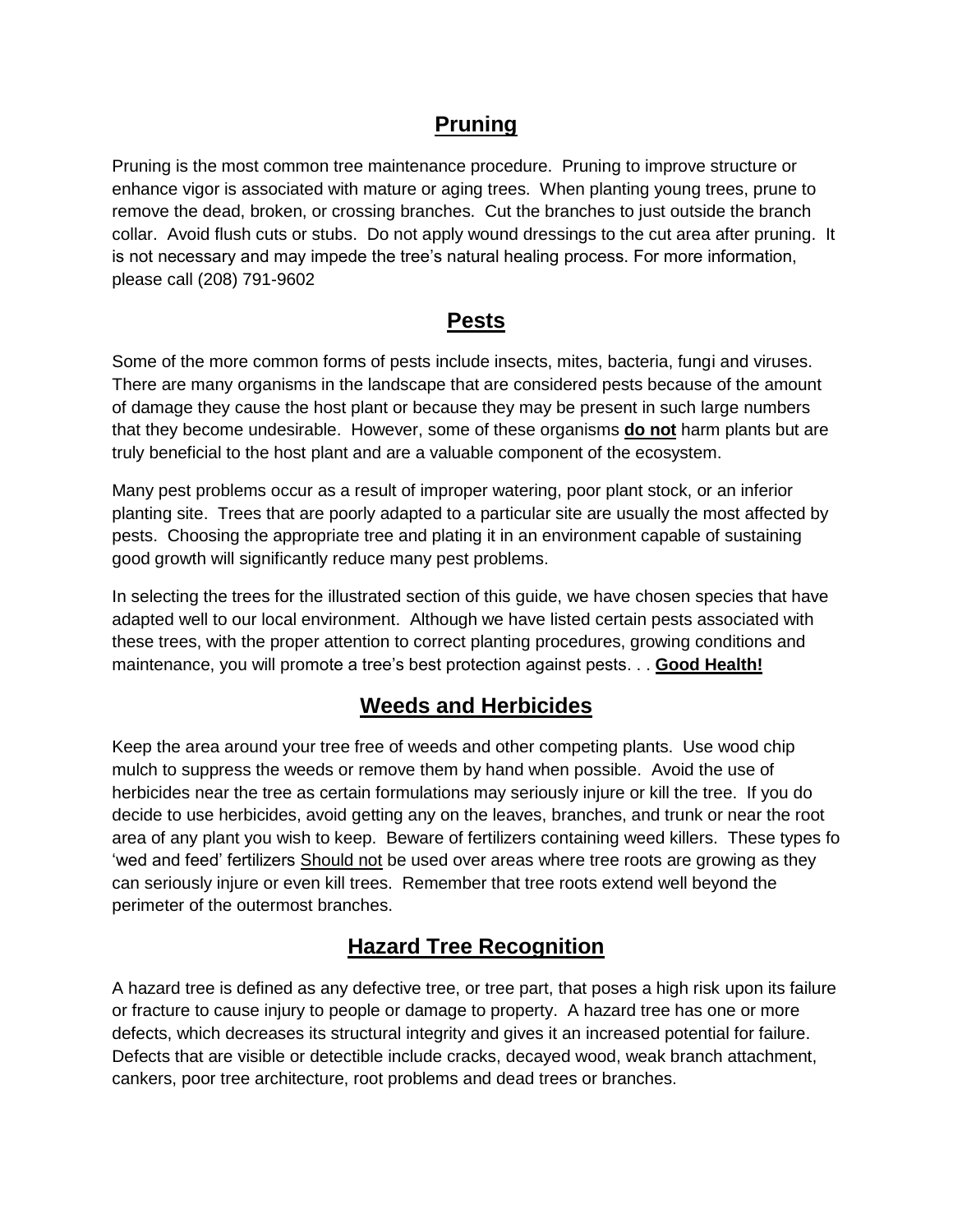## Pruning

Pruning is the most common tree maintenance procedure. Pruning to improve structure or enhance vigor is associated with mature or aging trees. When planting young trees, prune to remove the dead, broken, or crossing branches. Cut the branches to just outside the branch collar. Avoid flush cuts or stubs. Do not apply wound dressings to the cut area after pruning. It is not necessary and may impede the tree's natural healing process. For more information, please call (208) 791-9602

## Pests

Some of the more common forms of pests include insects, mites, bacteria, fungi and viruses. There are many organisms in the landscape that are considered pests because of the amount of damage they cause the host plant or because they may be present in such large numbers that they become undesirable. However, some of these organisms **do not** harm plants but are truly beneficial to the host plant and are a valuable component of the ecosystem.

Many pest problems occur as a result of improper watering, poor plant stock, or an inferior planting site. Trees that are poorly adapted to a particular site are usually the most affected by pests. Choosing the appropriate tree and plating it in an environment capable of sustaining good growth will significantly reduce many pest problems.

In selecting the trees for the illustrated section of this guide, we have chosen species that have adapted well to our local environment. Although we have listed certain pests associated with these trees, with the proper attention to correct planting procedures, growing conditions and maintenance, you will promote a tree's best protection against pests. . . **Good Health!**

## Weeds and Herbicides

Keep the area around your tree free of weeds and other competing plants. Use wood chip mulch to suppress the weeds or remove them by hand when possible. Avoid the use of herbicides near the tree as certain formulations may seriously injure or kill the tree. If you do decide to use herbicides, avoid getting any on the leaves, branches, and trunk or near the root area of any plant you wish to keep. Beware of fertilizers containing weed killers. These types fo 'wed and feed' fertilizers Should not be used over areas where tree roots are growing as they can seriously injure or even kill trees. Remember that tree roots extend well beyond the perimeter of the outermost branches.

## Hazard Tree Recognition

A hazard tree is defined as any defective tree, or tree part, that poses a high risk upon its failure or fracture to cause injury to people or damage to property. A hazard tree has one or more defects, which decreases its structural integrity and gives it an increased potential for failure. Defects that are visible or detectible include cracks, decayed wood, weak branch attachment, cankers, poor tree architecture, root problems and dead trees or branches.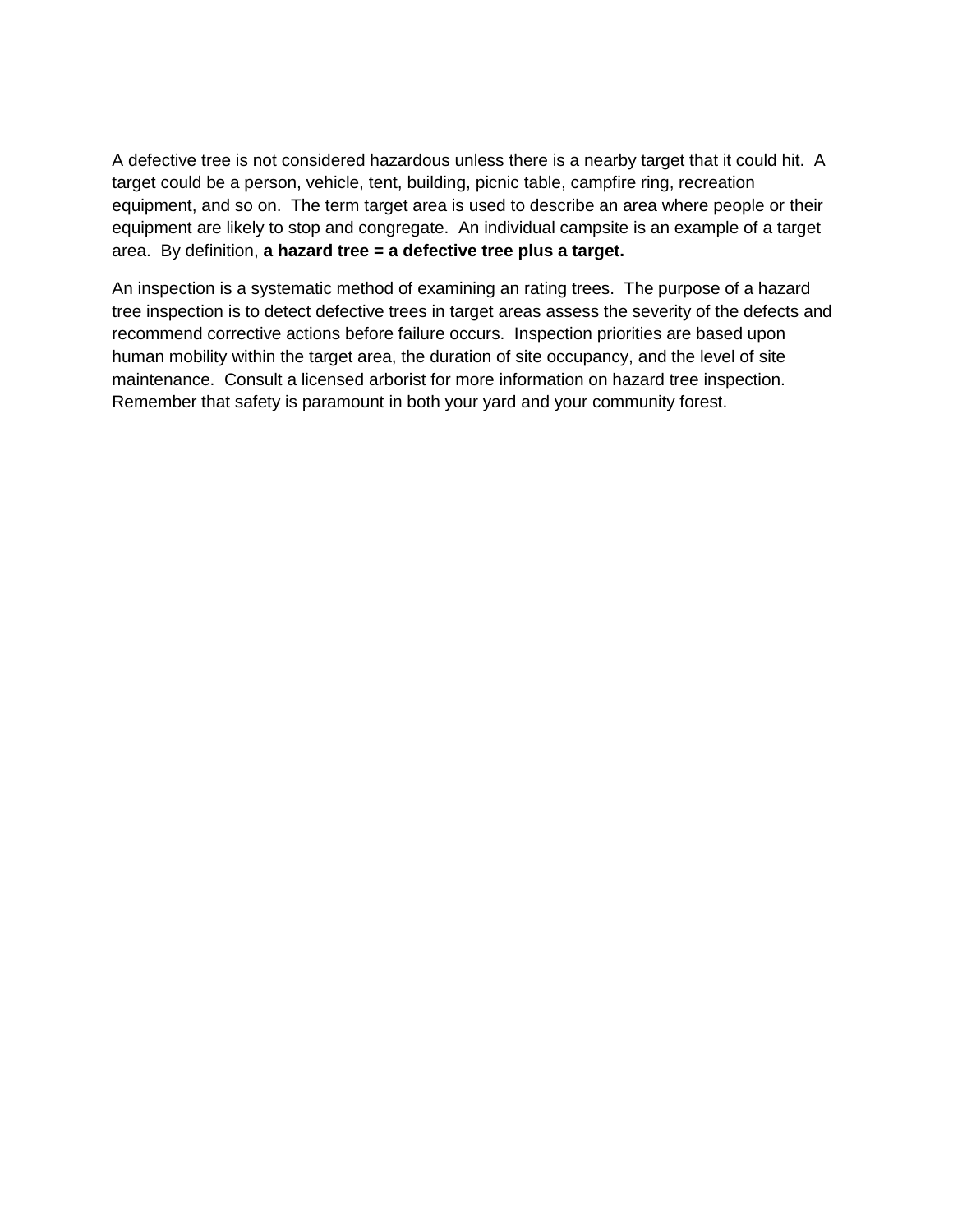A defective tree is not considered hazardous unless there is a nearby target that it could hit. A target could be a person, vehicle, tent, building, picnic table, campfire ring, recreation equipment, and so on. The term target area is used to describe an area where people or their equipment are likely to stop and congregate. An individual campsite is an example of a target area. By definition, **a hazard tree = a defective tree plus a target.**

An inspection is a systematic method of examining an rating trees. The purpose of a hazard tree inspection is to detect defective trees in target areas assess the severity of the defects and recommend corrective actions before failure occurs. Inspection priorities are based upon human mobility within the target area, the duration of site occupancy, and the level of site maintenance. Consult a licensed arborist for more information on hazard tree inspection. Remember that safety is paramount in both your yard and your community forest.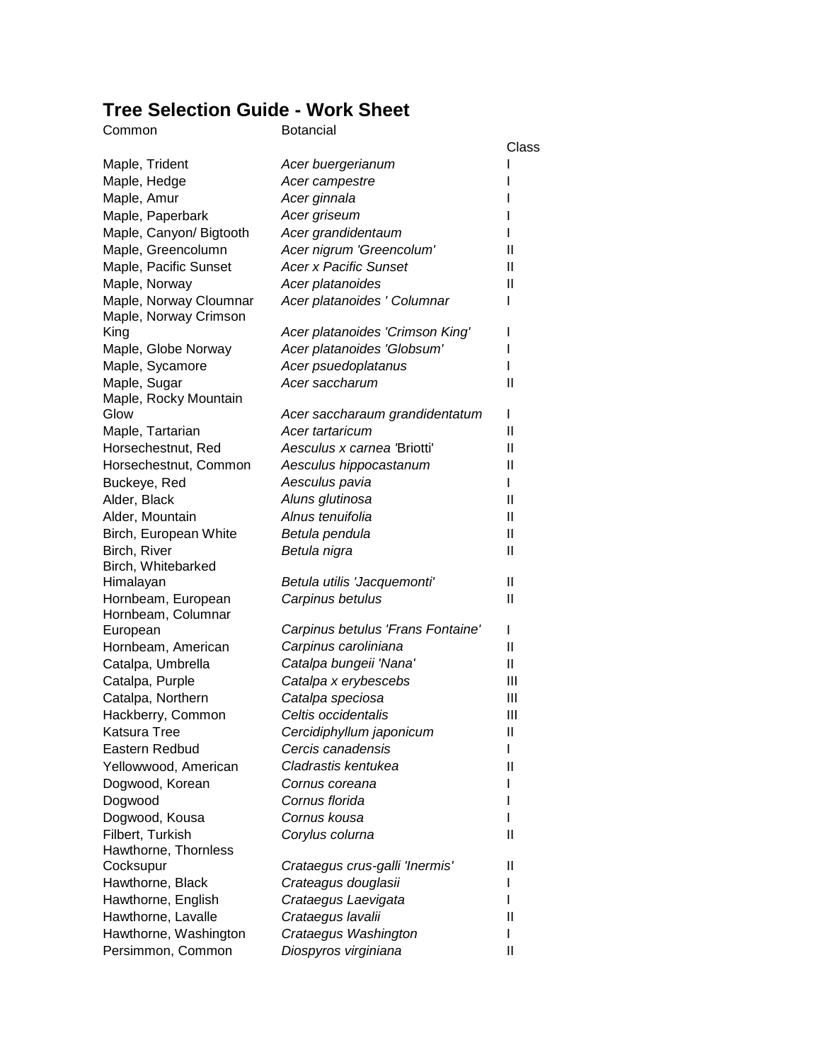# Tree Selection Guide - Work Sheet

| Common | Botancial | Class |
|---|---|---|
| Maple, Trident | *Acer buergerianum* | I |
| Maple, Hedge | *Acer campestre* | I |
| Maple, Amur | *Acer ginnala* | I |
| Maple, Paperbark | *Acer griseum* | I |
| Maple, Canyon/ Bigtooth | *Acer grandidentaum* | I |
| Maple, Greencolumn | *Acer nigrum 'Greencolum'* | II |
| Maple, Pacific Sunset | *Acer x Pacific Sunset* | II |
| Maple, Norway | *Acer platanoides* | II |
| Maple, Norway Cloumnar | *Acer platanoides ' Columnar* | I |
| Maple, Norway Crimson King | *Acer platanoides 'Crimson King'* | I |
| Maple, Globe Norway | *Acer platanoides 'Globsum'* | I |
| Maple, Sycamore | *Acer psuedoplatanus* | I |
| Maple, Sugar | *Acer saccharum* | II |
| Maple, Rocky Mountain Glow | *Acer saccharaum grandidentatum* | I |
| Maple, Tartarian | *Acer tartaricum* | II |
| Horsechestnut, Red | *Aesculus x carnea* 'Briotti' | II |
| Horsechestnut, Common | *Aesculus hippocastanum* | II |
| Buckeye, Red | *Aesculus pavia* | I |
| Alder, Black | *Aluns glutinosa* | II |
| Alder, Mountain | *Alnus tenuifolia* | II |
| Birch, European White | *Betula pendula* | II |
| Birch, River | *Betula nigra* | II |
| Birch, Whitebarked Himalayan | *Betula utilis 'Jacquemonti'* | II |
| Hornbeam, European | *Carpinus betulus* | II |
| Hornbeam, Columnar European | *Carpinus betulus 'Frans Fontaine'* | I |
| Hornbeam, American | *Carpinus caroliniana* | II |
| Catalpa, Umbrella | *Catalpa bungeii 'Nana'* | II |
| Catalpa, Purple | *Catalpa x erybescebs* | III |
| Catalpa, Northern | *Catalpa speciosa* | III |
| Hackberry, Common | *Celtis occidentalis* | III |
| Katsura Tree | *Cercidiphyllum japonicum* | II |
| Eastern Redbud | *Cercis canadensis* | I |
| Yellowwood, American | *Cladrastis kentukea* | II |
| Dogwood, Korean | *Cornus coreana* | I |
| Dogwood | *Cornus florida* | I |
| Dogwood, Kousa | *Cornus kousa* | I |
| Filbert, Turkish | *Corylus colurna* | II |
| Hawthorne, Thornless Cocksupur | *Crataegus crus-galli 'Inermis'* | II |
| Hawthorne, Black | *Crateagus douglasii* | I |
| Hawthorne, English | *Crataegus Laevigata* | I |
| Hawthorne, Lavalle | *Crataegus lavalii* | II |
| Hawthorne, Washington | *Crataegus Washington* | I |
| Persimmon, Common | *Diospyros virginiana* | II |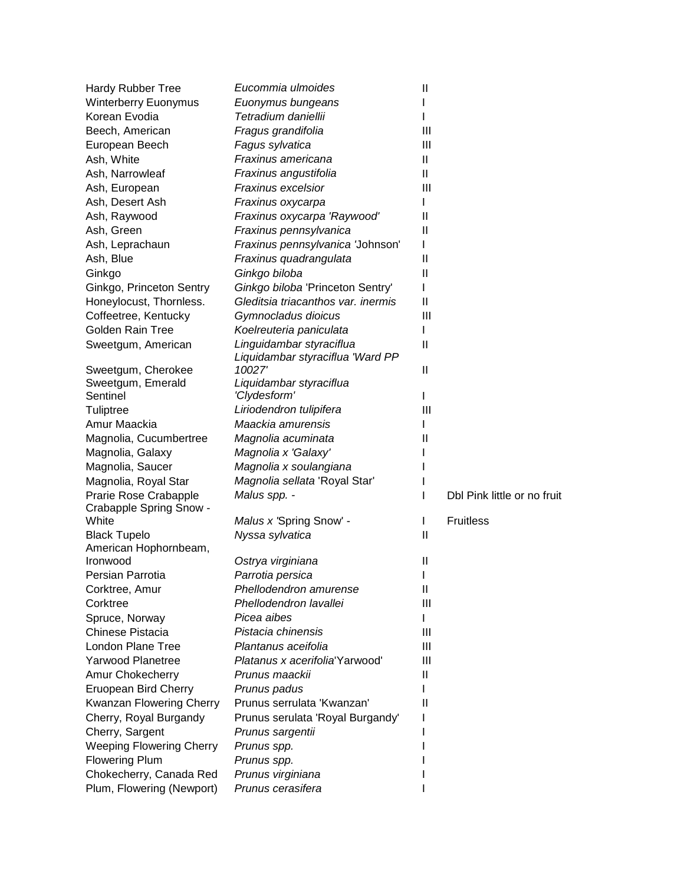| | | | |
|---|---|---|---|
| Hardy Rubber Tree | *Eucommia ulmoides* | II | |
| Winterberry Euonymus | *Euonymus bungeans* | I | |
| Korean Evodia | *Tetradium daniellii* | I | |
| Beech, American | *Fragus grandifolia* | III | |
| European Beech | *Fagus sylvatica* | III | |
| Ash, White | *Fraxinus americana* | II | |
| Ash, Narrowleaf | *Fraxinus angustifolia* | II | |
| Ash, European | *Fraxinus excelsior* | III | |
| Ash, Desert Ash | *Fraxinus oxycarpa* | I | |
| Ash, Raywood | *Fraxinus oxycarpa 'Raywood'* | II | |
| Ash, Green | *Fraxinus pennsylvanica* | II | |
| Ash, Leprachaun | *Fraxinus pennsylvanica* 'Johnson' | I | |
| Ash, Blue | *Fraxinus quadrangulata* | II | |
| Ginkgo | *Ginkgo biloba* | II | |
| Ginkgo, Princeton Sentry | *Ginkgo biloba* 'Princeton Sentry' | I | |
| Honeylocust, Thornless. | *Gleditsia triacanthos var. inermis* | II | |
| Coffeetree, Kentucky | *Gymnocladus dioicus* | III | |
| Golden Rain Tree | *Koelreuteria paniculata* | I | |
| Sweetgum, American | *Linguidambar styraciflua* | II | |
| Sweetgum, Cherokee | *Liquidambar styraciflua 'Ward PP 10027'* | II | |
| Sweetgum, Emerald Sentinel | *Liquidambar styraciflua 'Clydesform'* | I | |
| Tuliptree | *Liriodendron tulipifera* | III | |
| Amur Maackia | *Maackia amurensis* | I | |
| Magnolia, Cucumbertree | *Magnolia acuminata* | II | |
| Magnolia, Galaxy | *Magnolia x 'Galaxy'* | I | |
| Magnolia, Saucer | *Magnolia x soulangiana* | I | |
| Magnolia, Royal Star | *Magnolia sellata* 'Royal Star' | I | |
| Prarie Rose Crabapple | *Malus spp. -* | I | Dbl Pink little or no fruit |
| Crabapple Spring Snow - White | *Malus x* 'Spring Snow' - | I | Fruitless |
| Black Tupelo | *Nyssa sylvatica* | II | |
| American Hophornbeam, Ironwood | *Ostrya virginiana* | II | |
| Persian Parrotia | *Parrotia persica* | I | |
| Corktree, Amur | *Phellodendron amurense* | II | |
| Corktree | *Phellodendron lavallei* | III | |
| Spruce, Norway | *Picea aibes* | I | |
| Chinese Pistacia | *Pistacia chinensis* | III | |
| London Plane Tree | *Plantanus aceifolia* | III | |
| Yarwood Planetree | *Platanus x acerifolia*'Yarwood' | III | |
| Amur Chokecherry | *Prunus maackii* | II | |
| Eruopean Bird Cherry | *Prunus padus* | I | |
| Kwanzan Flowering Cherry | Prunus serrulata 'Kwanzan' | II | |
| Cherry, Royal Burgandy | Prunus serulata 'Royal Burgandy' | I | |
| Cherry, Sargent | *Prunus sargentii* | I | |
| Weeping Flowering Cherry | *Prunus spp.* | I | |
| Flowering Plum | *Prunus spp.* | I | |
| Chokecherry, Canada Red | *Prunus virginiana* | I | |
| Plum, Flowering (Newport) | *Prunus cerasifera* | I | |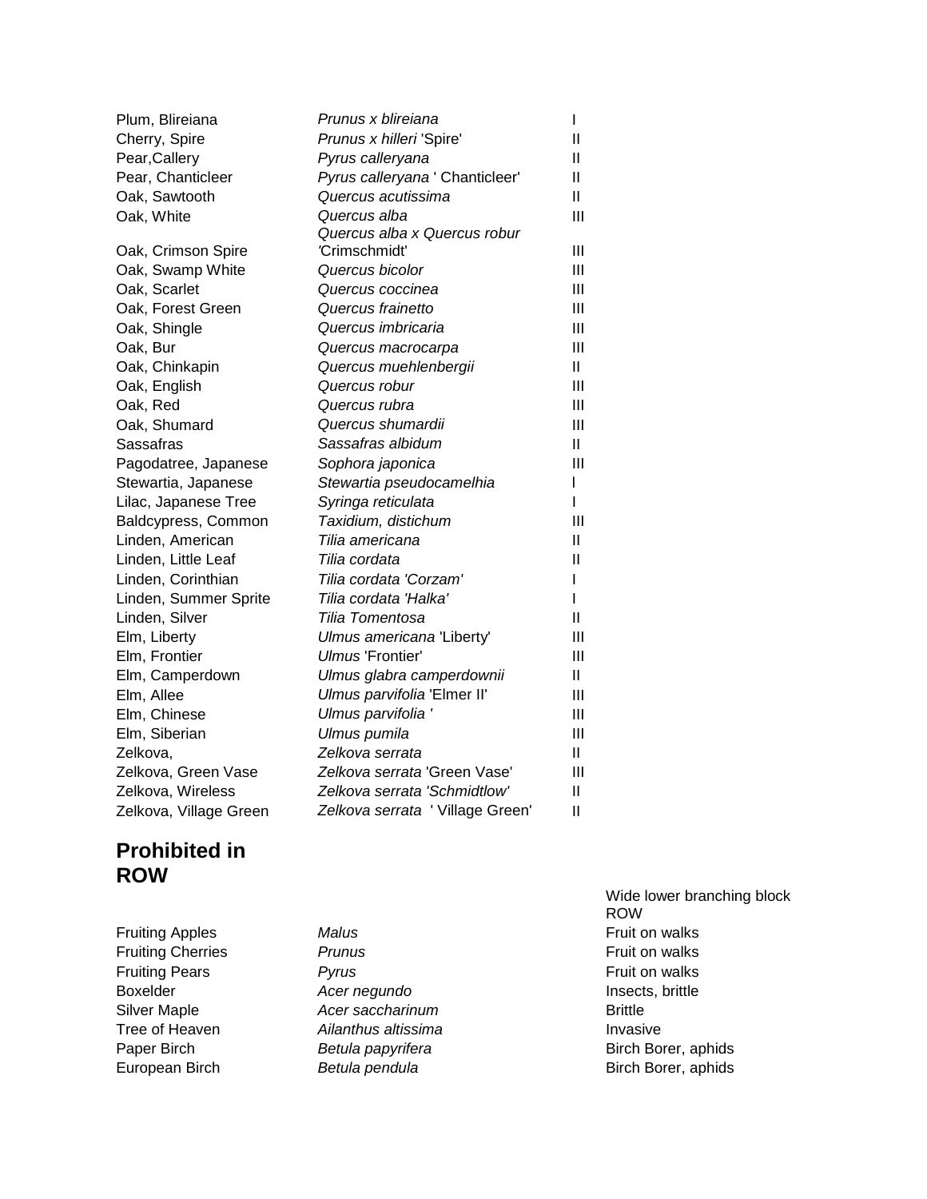| | | |
|---|---|---|
| Plum, Blireiana | *Prunus x blireiana* | I |
| Cherry, Spire | *Prunus x hilleri* 'Spire' | II |
| Pear,Callery | *Pyrus calleryana* | II |
| Pear, Chanticleer | *Pyrus calleryana* ' Chanticleer' | II |
| Oak, Sawtooth | *Quercus acutissima* | II |
| Oak, White | *Quercus alba* | III |
| Oak, Crimson Spire | *Quercus alba x Quercus robur* 'Crimschmidt' | III |
| Oak, Swamp White | *Quercus bicolor* | III |
| Oak, Scarlet | *Quercus coccinea* | III |
| Oak, Forest Green | *Quercus frainetto* | III |
| Oak, Shingle | *Quercus imbricaria* | III |
| Oak, Bur | *Quercus macrocarpa* | III |
| Oak, Chinkapin | *Quercus muehlenbergii* | II |
| Oak, English | *Quercus robur* | III |
| Oak, Red | *Quercus rubra* | III |
| Oak, Shumard | *Quercus shumardii* | III |
| Sassafras | *Sassafras albidum* | II |
| Pagodatree, Japanese | *Sophora japonica* | III |
| Stewartia, Japanese | *Stewartia pseudocamelhia* | I |
| Lilac, Japanese Tree | *Syringa reticulata* | I |
| Baldcypress, Common | *Taxidium, distichum* | III |
| Linden, American | *Tilia americana* | II |
| Linden, Little Leaf | *Tilia cordata* | II |
| Linden, Corinthian | *Tilia cordata 'Corzam'* | I |
| Linden, Summer Sprite | *Tilia cordata 'Halka'* | I |
| Linden, Silver | *Tilia Tomentosa* | II |
| Elm, Liberty | *Ulmus americana* 'Liberty' | III |
| Elm, Frontier | *Ulmus* 'Frontier' | III |
| Elm, Camperdown | *Ulmus glabra camperdownii* | II |
| Elm, Allee | *Ulmus parvifolia* 'Elmer II' | III |
| Elm, Chinese | *Ulmus parvifolia '* | III |
| Elm, Siberian | *Ulmus pumila* | III |
| Zelkova, | *Zelkova serrata* | II |
| Zelkova, Green Vase | *Zelkova serrata* 'Green Vase' | III |
| Zelkova, Wireless | *Zelkova serrata 'Schmidtlow'* | II |
| Zelkova, Village Green | *Zelkova serrata* ' Village Green' | II |

## Prohibited in ROW

| | | |
|---|---|---|
| | | Wide lower branching block ROW |
| Fruiting Apples | *Malus* | Fruit on walks |
| Fruiting Cherries | *Prunus* | Fruit on walks |
| Fruiting Pears | *Pyrus* | Fruit on walks |
| Boxelder | *Acer negundo* | Insects, brittle |
| Silver Maple | *Acer saccharinum* | Brittle |
| Tree of Heaven | *Ailanthus altissima* | Invasive |
| Paper Birch | *Betula papyrifera* | Birch Borer, aphids |
| European Birch | *Betula pendula* | Birch Borer, aphids |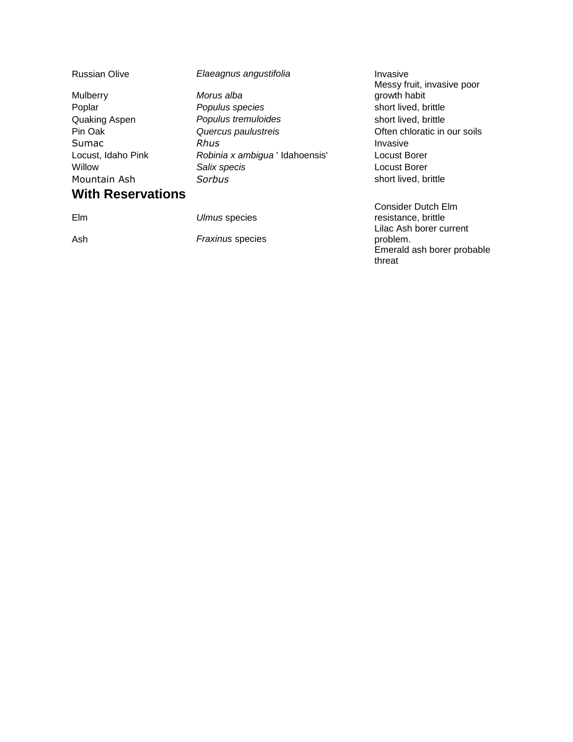| | | |
|---|---|---|
| Russian Olive | *Elaeagnus angustifolia* | Invasive |
| Mulberry | *Morus alba* | Messy fruit, invasive poor growth habit |
| Poplar | *Populus species* | short lived, brittle |
| Quaking Aspen | *Populus tremuloides* | short lived, brittle |
| Pin Oak | *Quercus paulustreis* | Often chloratic in our soils |
| Sumac | *Rhus* | Invasive |
| Locust, Idaho Pink | *Robinia x ambigua* ' Idahoensis' | Locust Borer |
| Willow | *Salix specis* | Locust Borer |
| Mountain Ash | *Sorbus* | short lived, brittle |

**With Reservations**

| | | |
|---|---|---|
| Elm | *Ulmus* species | Consider Dutch Elm resistance, brittle |
| Ash | *Fraxinus* species | Lilac Ash borer current problem. Emerald ash borer probable threat |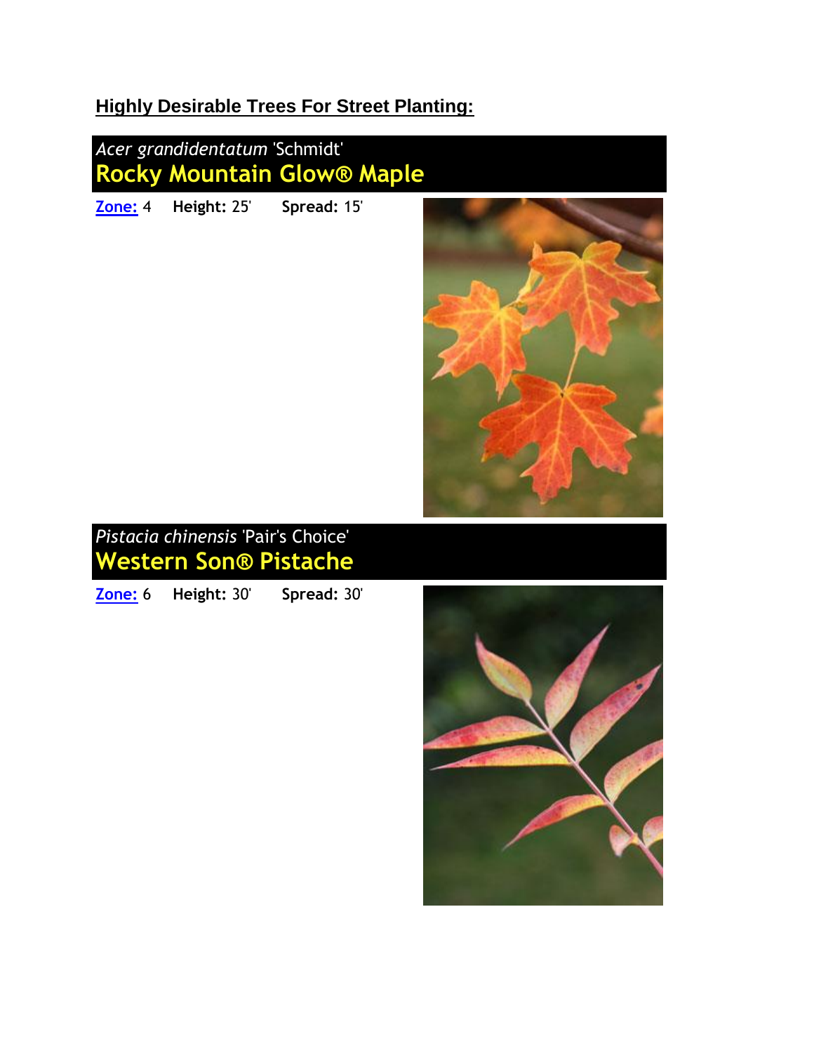**Highly Desirable Trees For Street Planting:**

### *Acer grandidentatum* 'Schmidt'
## Rocky Mountain Glow® Maple

**Zone:** 4 **Height:** 25' **Spread:** 15'

### *Pistacia chinensis* 'Pair's Choice'
## Western Son® Pistache

**Zone:** 6 **Height:** 30' **Spread:** 30'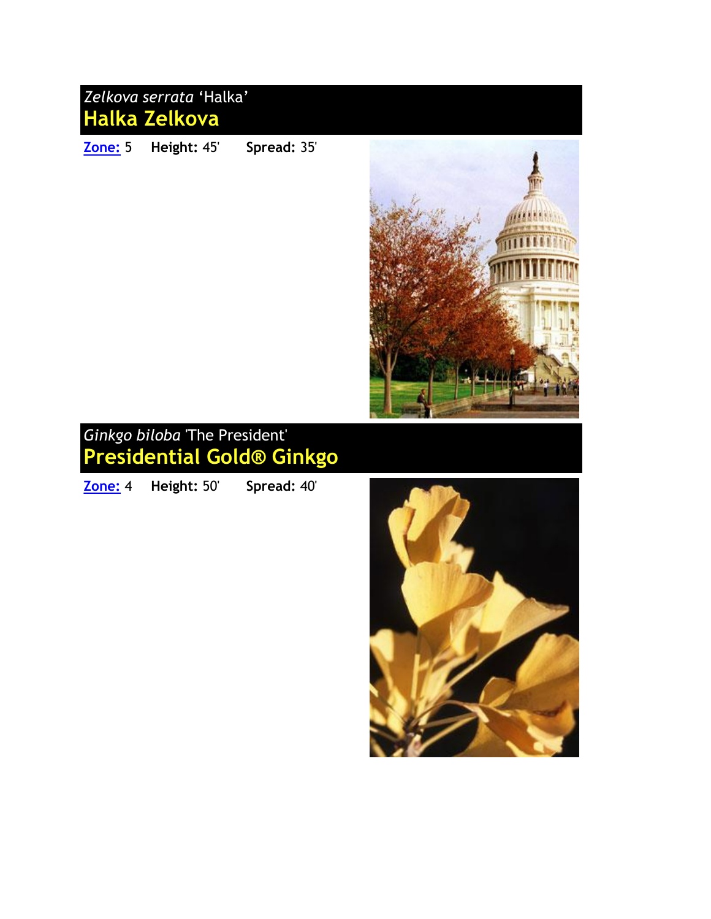*Zelkova serrata* 'Halka'

## Halka Zelkova

**Zone:** 5 **Height:** 45' **Spread:** 35'

*Ginkgo biloba* 'The President'

## Presidential Gold® Ginkgo

**Zone:** 4 **Height:** 50' **Spread:** 40'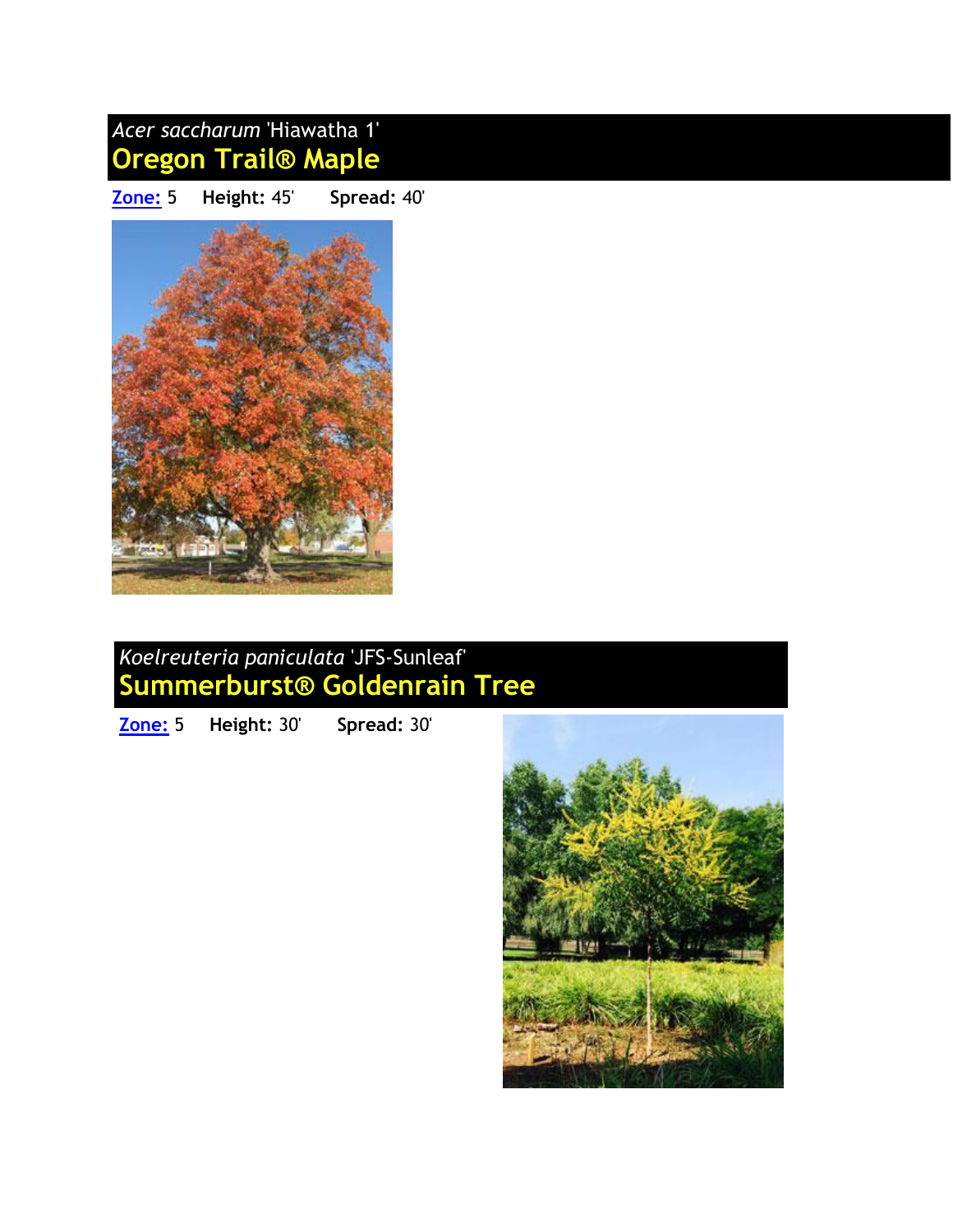*Acer saccharum* 'Hiawatha 1'

## Oregon Trail® Maple

**Zone:** 5 **Height:** 45' **Spread:** 40'

*Koelreuteria paniculata* 'JFS-Sunleaf'

## Summerburst® Goldenrain Tree

**Zone:** 5 **Height:** 30' **Spread:** 30'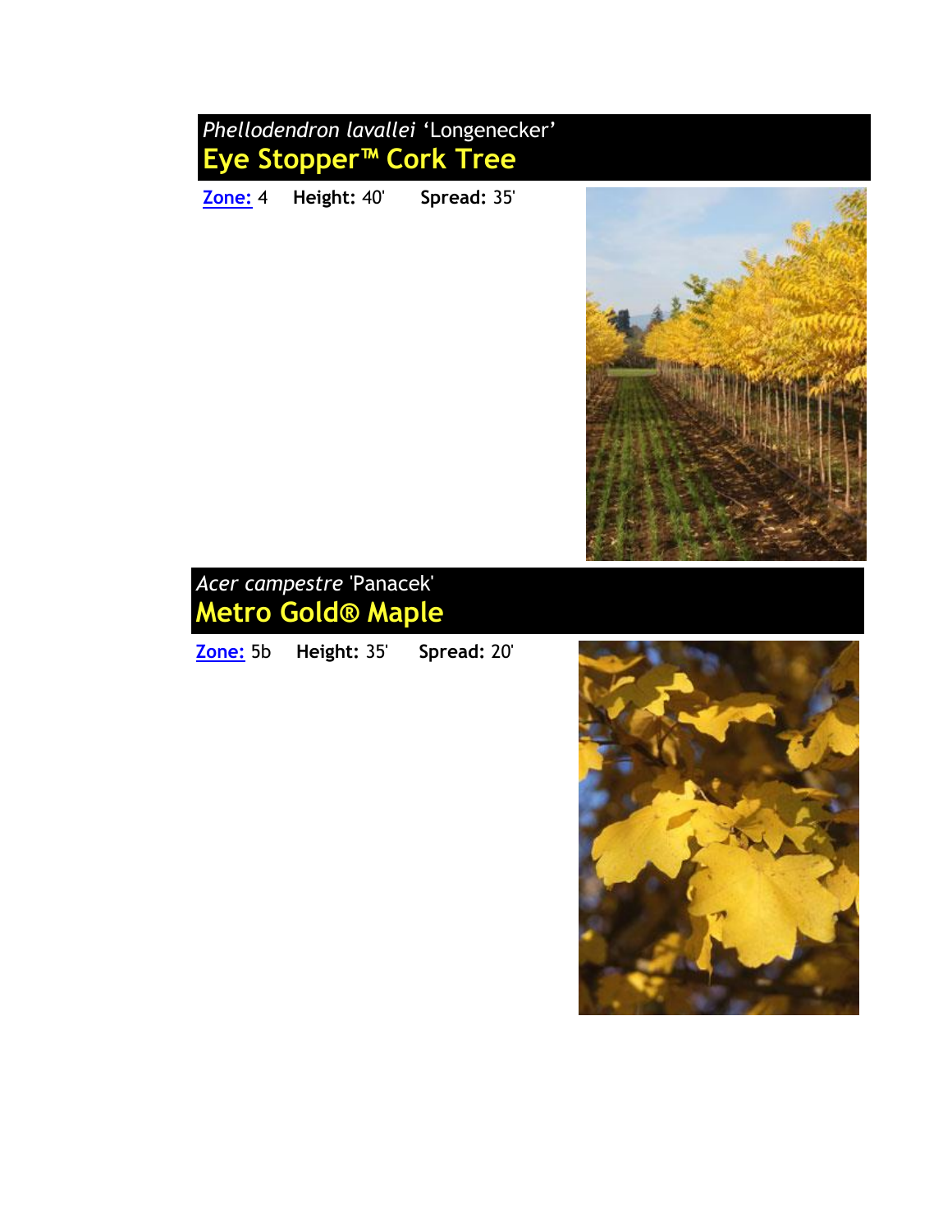## *Phellodendron lavallei* 'Longenecker'
## Eye Stopper™ Cork Tree

**Zone:** 4 **Height:** 40' **Spread:** 35'

## *Acer campestre* 'Panacek'
## Metro Gold® Maple

**Zone:** 5b **Height:** 35' **Spread:** 20'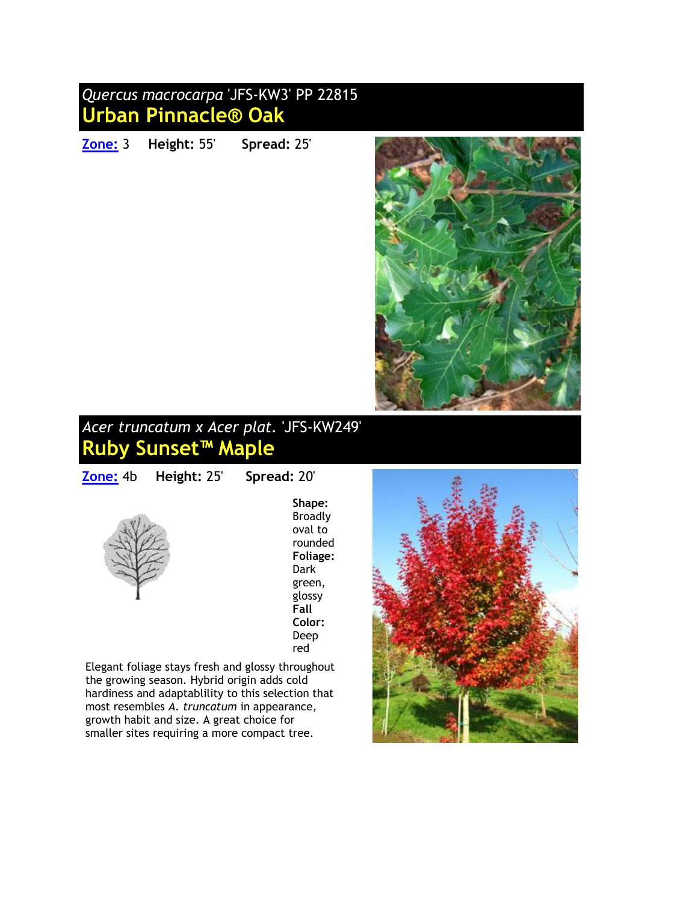## *Quercus macrocarpa* 'JFS-KW3' PP 22815

# Urban Pinnacle® Oak

**Zone:** 3 **Height:** 55' **Spread:** 25'

## *Acer truncatum x Acer plat.* 'JFS-KW249'

# Ruby Sunset™ Maple

**Zone:** 4b **Height:** 25' **Spread:** 20'

**Shape:** Broadly oval to rounded
**Foliage:** Dark green, glossy
**Fall Color:** Deep red

Elegant foliage stays fresh and glossy throughout the growing season. Hybrid origin adds cold hardiness and adaptablility to this selection that most resembles *A. truncatum* in appearance, growth habit and size. A great choice for smaller sites requiring a more compact tree.